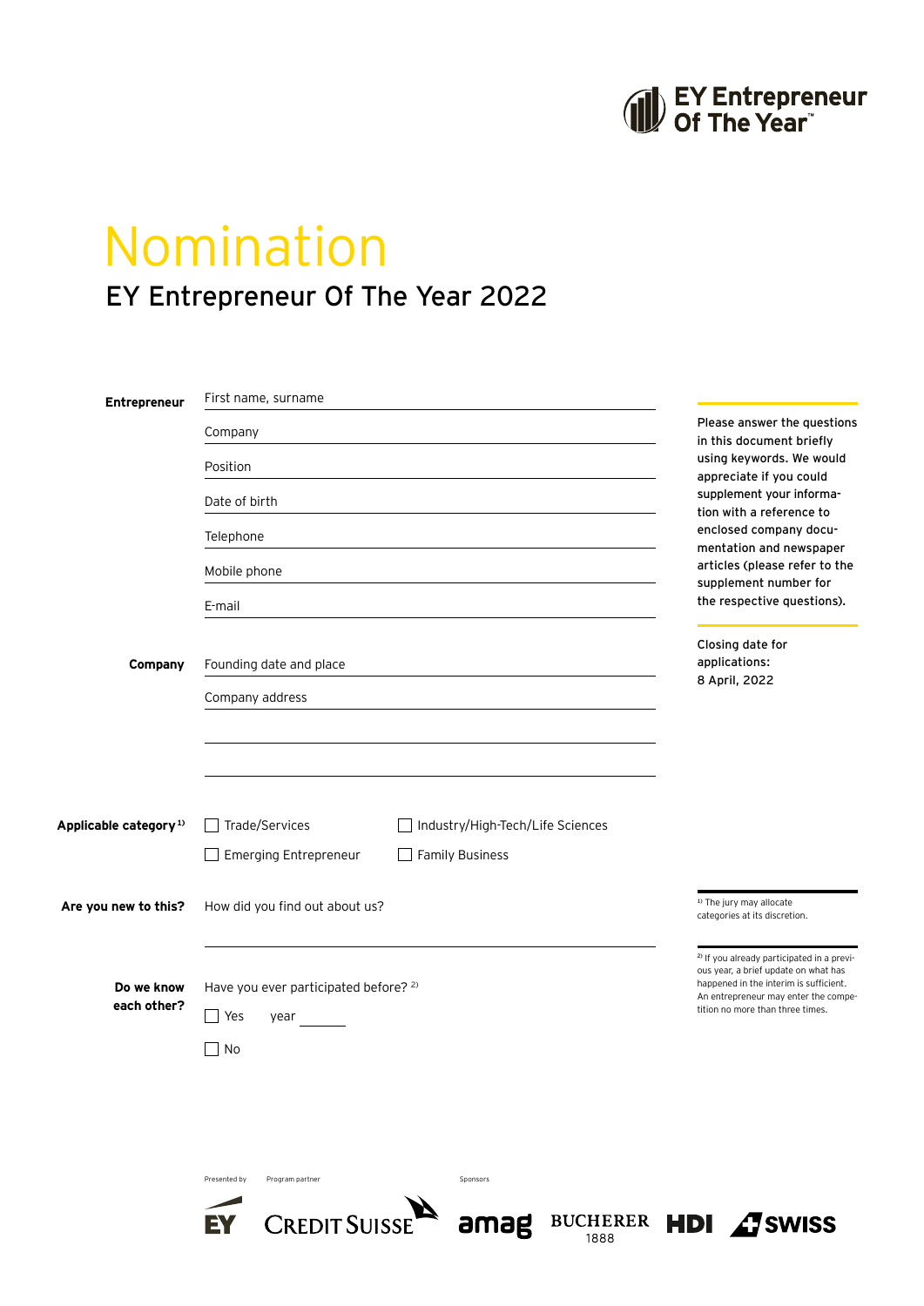EY Entrepreneur Of The Year™

# Nomination

## EY Entrepreneur Of The Year 2022

**Entrepreneur**

First name, surname

Company

Position

Date of birth

Telephone

Mobile phone

E-mail

**Company**

Founding date and place

Company address

**Applicable category** [1]

☐ Trade/Services ☐ Industry/High-Tech/Life Sciences

☐ Emerging Entrepreneur ☐ Family Business

**Are you new to this?**

How did you find out about us?

**Do we know each other?**

Have you ever participated before? [2]

☐ Yes year ______

☐ No

Please answer the questions in this document briefly using keywords. We would appreciate if you could supplement your information with a reference to enclosed company documentation and newspaper articles (please refer to the supplement number for the respective questions).

Closing date for applications: 8 April, 2022

[1] The jury may allocate categories at its discretion.

[2] If you already participated in a previous year, a brief update on what has happened in the interim is sufficient. An entrepreneur may enter the competition no more than three times.

Presented by: EY — Program partner: Credit Suisse — Sponsors: amag, Bucherer 1888, HDI, Swiss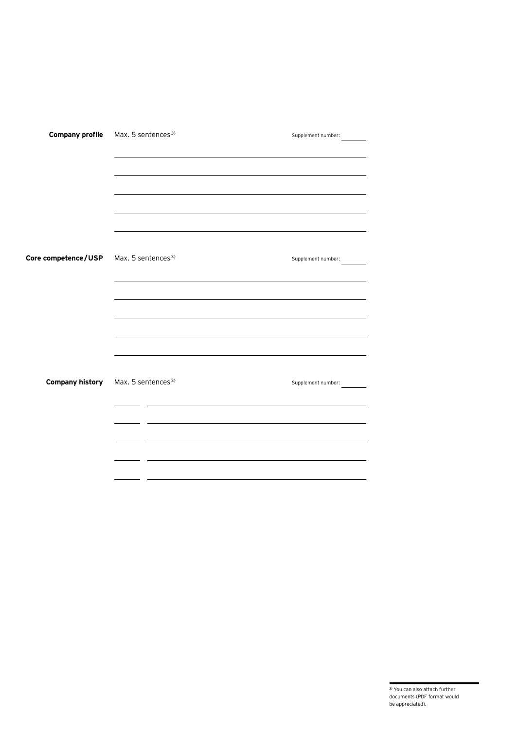**Company profile**

Max. 5 sentences[3)]

Supplement number: ______

______________________________________________

______________________________________________

______________________________________________

______________________________________________

______________________________________________

**Core competence/USP**

Max. 5 sentences[3)]

Supplement number: ______

______________________________________________

______________________________________________

______________________________________________

______________________________________________

______________________________________________

**Company history**

Max. 5 sentences[3)]

Supplement number: ______

______ ________________________________________

______ ________________________________________

______ ________________________________________

______ ________________________________________

______ ________________________________________

---

[3)] You can also attach further documents (PDF format would be appreciated).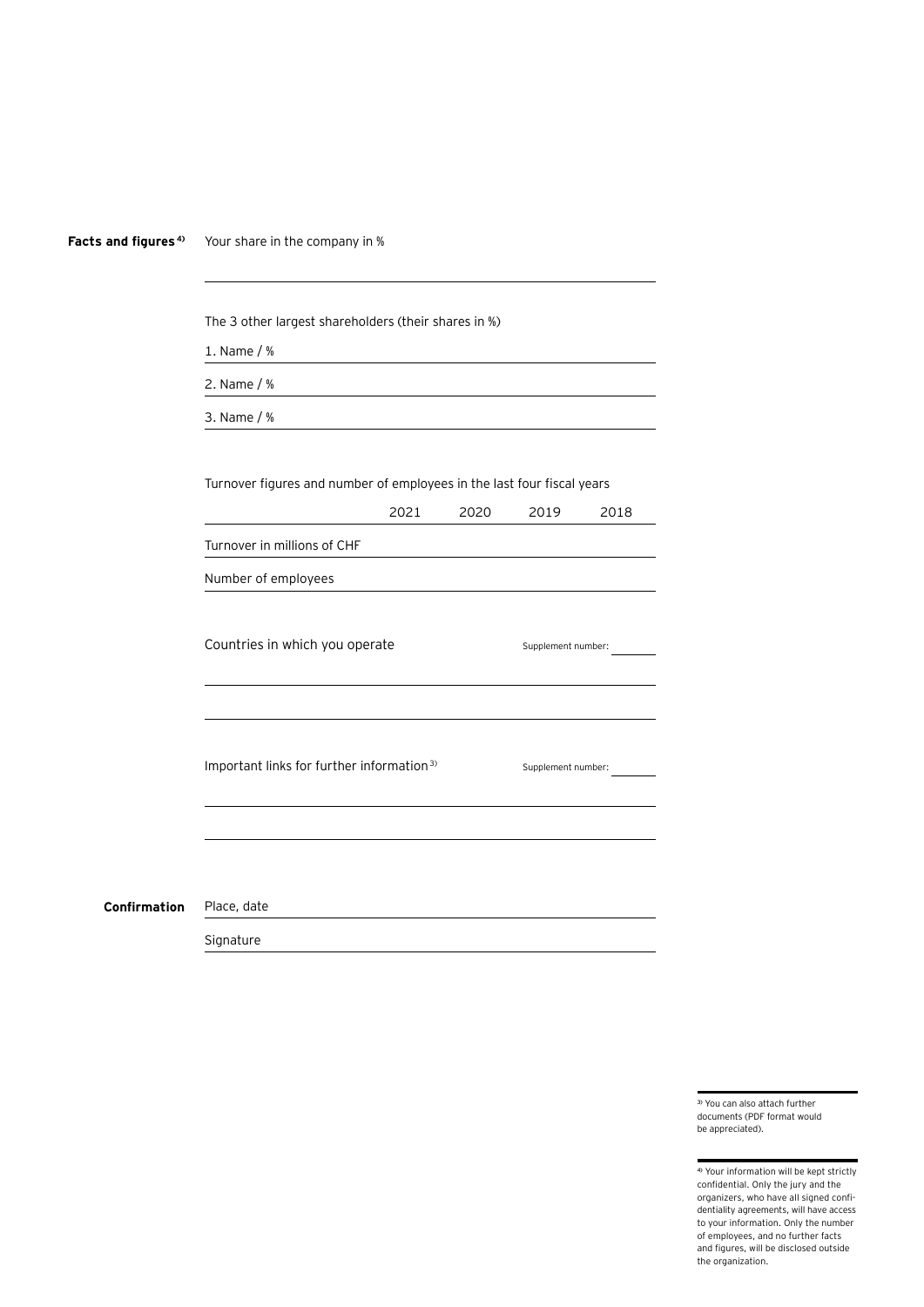**Facts and figures** [4]

Your share in the company in %

The 3 other largest shareholders (their shares in %)

1. Name / %
2. Name / %
3. Name / %

Turnover figures and number of employees in the last four fiscal years

| | 2021 | 2020 | 2019 | 2018 |
|---|---|---|---|---|
| Turnover in millions of CHF | | | | |
| Number of employees | | | | |

Countries in which you operate

Supplement number:

Important links for further information [3]

Supplement number:

**Confirmation**

Place, date

Signature

[3] You can also attach further documents (PDF format would be appreciated).

[4] Your information will be kept strictly confidential. Only the jury and the organizers, who have all signed confidentiality agreements, will have access to your information. Only the number of employees, and no further facts and figures, will be disclosed outside the organization.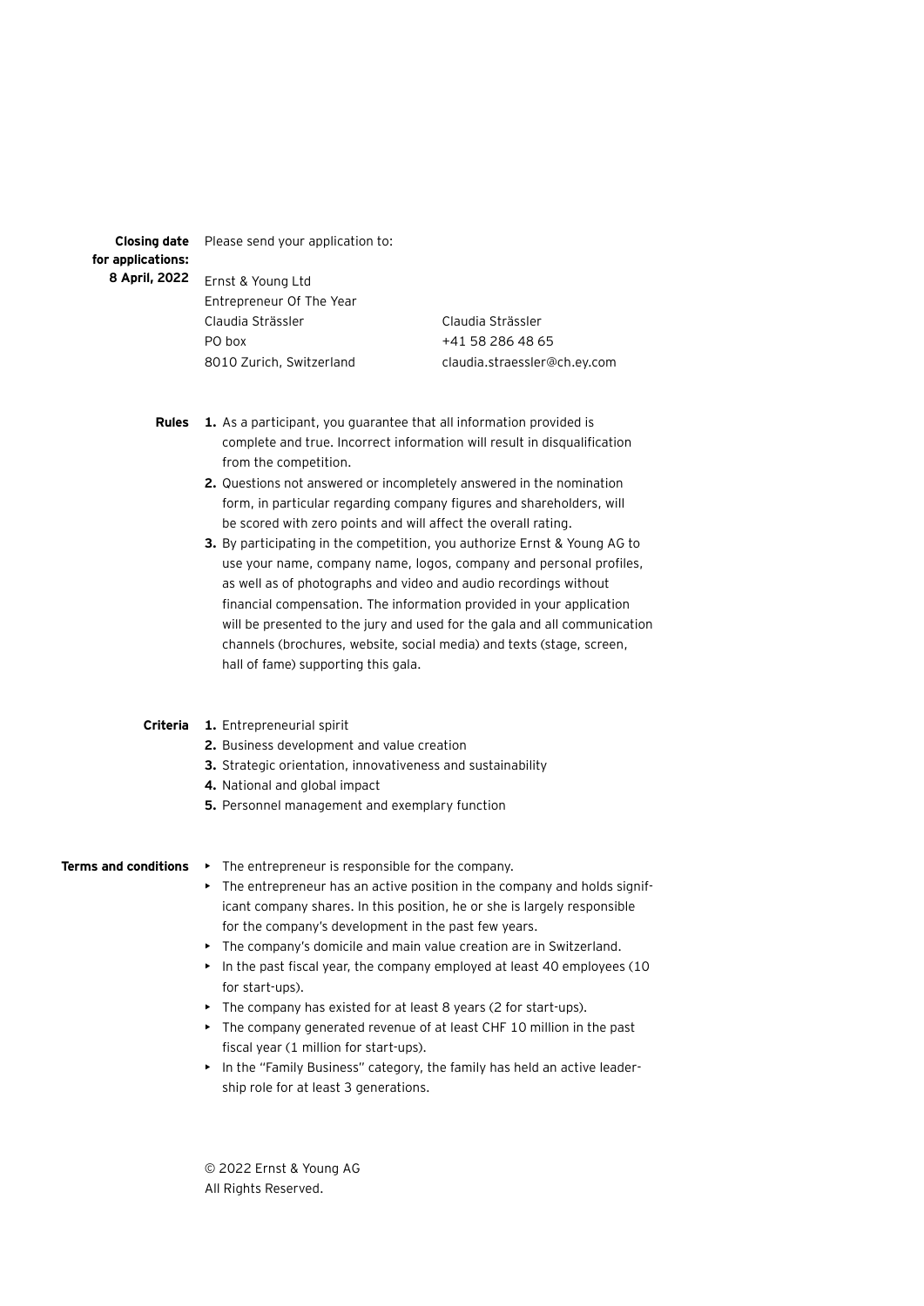**Closing date for applications: 8 April, 2022**

Please send your application to:

Ernst & Young Ltd
Entrepreneur Of The Year
Claudia Strässler
PO box
8010 Zurich, Switzerland

Claudia Strässler
+41 58 286 48 65
claudia.straessler@ch.ey.com

**Rules**

1. As a participant, you guarantee that all information provided is complete and true. Incorrect information will result in disqualification from the competition.
2. Questions not answered or incompletely answered in the nomination form, in particular regarding company figures and shareholders, will be scored with zero points and will affect the overall rating.
3. By participating in the competition, you authorize Ernst & Young AG to use your name, company name, logos, company and personal profiles, as well as of photographs and video and audio recordings without financial compensation. The information provided in your application will be presented to the jury and used for the gala and all communication channels (brochures, website, social media) and texts (stage, screen, hall of fame) supporting this gala.

**Criteria**

1. Entrepreneurial spirit
2. Business development and value creation
3. Strategic orientation, innovativeness and sustainability
4. National and global impact
5. Personnel management and exemplary function

**Terms and conditions**

- The entrepreneur is responsible for the company.
- The entrepreneur has an active position in the company and holds significant company shares. In this position, he or she is largely responsible for the company's development in the past few years.
- The company's domicile and main value creation are in Switzerland.
- In the past fiscal year, the company employed at least 40 employees (10 for start-ups).
- The company has existed for at least 8 years (2 for start-ups).
- The company generated revenue of at least CHF 10 million in the past fiscal year (1 million for start-ups).
- In the "Family Business" category, the family has held an active leadership role for at least 3 generations.

© 2022 Ernst & Young AG
All Rights Reserved.